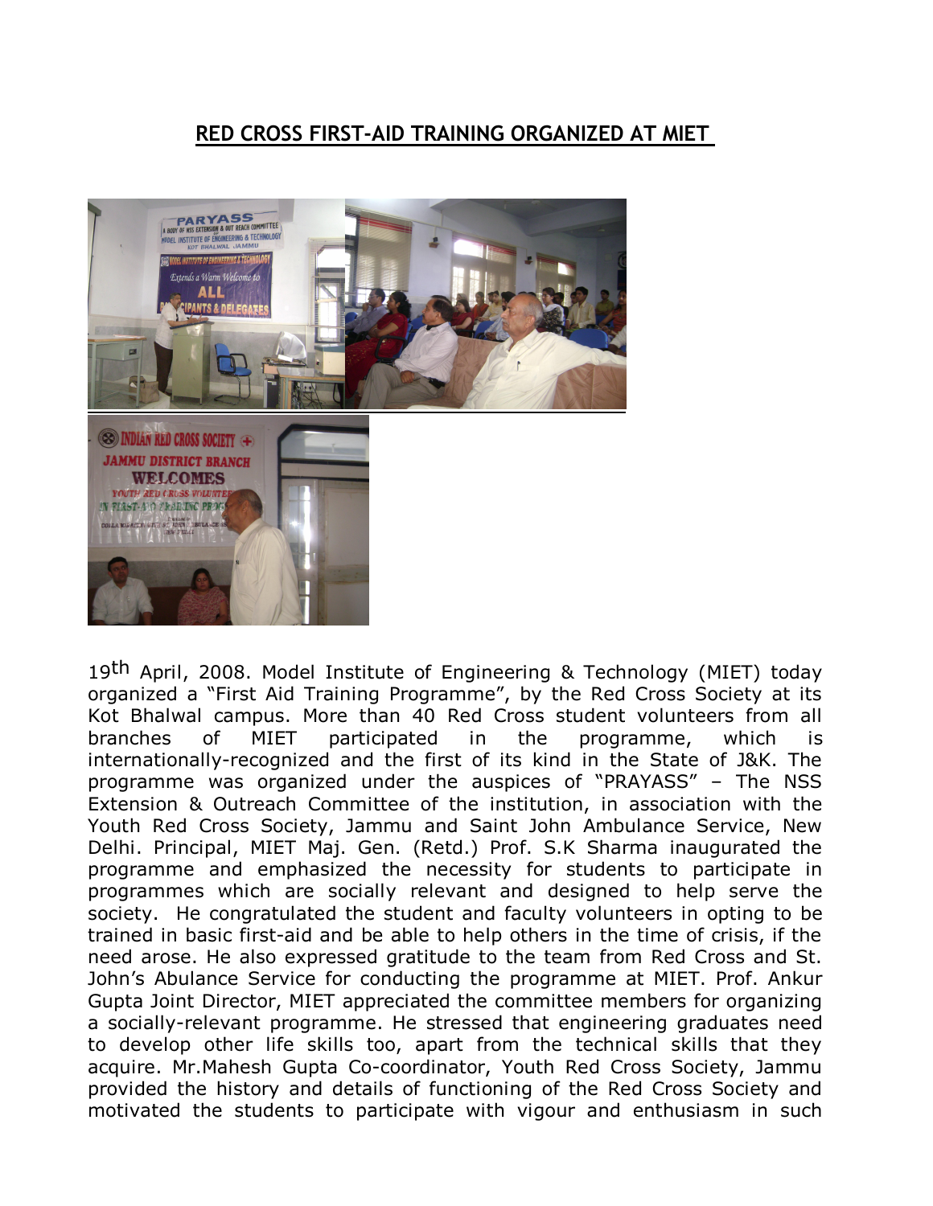# RED CROSS FIRST-AID TRAINING ORGANIZED AT MIET

19th April, 2008. Model Institute of Engineering & Technology (MIET) today organized a "First Aid Training Programme", by the Red Cross Society at its Kot Bhalwal campus. More than 40 Red Cross student volunteers from all branches of MIET participated in the programme, which is internationally-recognized and the first of its kind in the State of J&K. The programme was organized under the auspices of "PRAYASS" – The NSS Extension & Outreach Committee of the institution, in association with the Youth Red Cross Society, Jammu and Saint John Ambulance Service, New Delhi. Principal, MIET Maj. Gen. (Retd.) Prof. S.K Sharma inaugurated the programme and emphasized the necessity for students to participate in programmes which are socially relevant and designed to help serve the society. He congratulated the student and faculty volunteers in opting to be trained in basic first-aid and be able to help others in the time of crisis, if the need arose. He also expressed gratitude to the team from Red Cross and St. John's Abulance Service for conducting the programme at MIET. Prof. Ankur Gupta Joint Director, MIET appreciated the committee members for organizing a socially-relevant programme. He stressed that engineering graduates need to develop other life skills too, apart from the technical skills that they acquire. Mr.Mahesh Gupta Co-coordinator, Youth Red Cross Society, Jammu provided the history and details of functioning of the Red Cross Society and motivated the students to participate with vigour and enthusiasm in such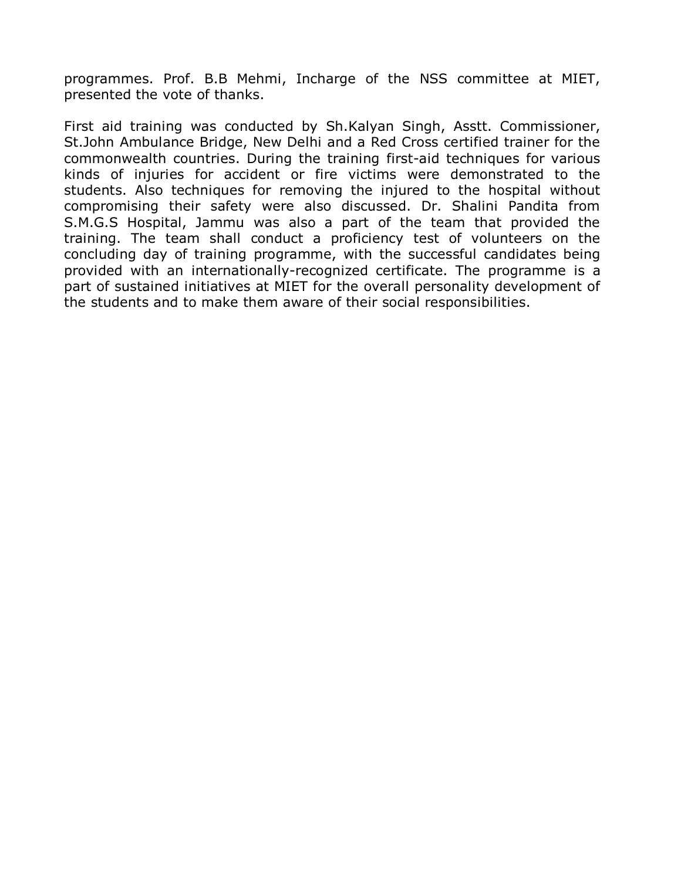programmes. Prof. B.B Mehmi, Incharge of the NSS committee at MIET, presented the vote of thanks.

First aid training was conducted by Sh.Kalyan Singh, Asstt. Commissioner, St.John Ambulance Bridge, New Delhi and a Red Cross certified trainer for the commonwealth countries. During the training first-aid techniques for various kinds of injuries for accident or fire victims were demonstrated to the students. Also techniques for removing the injured to the hospital without compromising their safety were also discussed. Dr. Shalini Pandita from S.M.G.S Hospital, Jammu was also a part of the team that provided the training. The team shall conduct a proficiency test of volunteers on the concluding day of training programme, with the successful candidates being provided with an internationally-recognized certificate. The programme is a part of sustained initiatives at MIET for the overall personality development of the students and to make them aware of their social responsibilities.